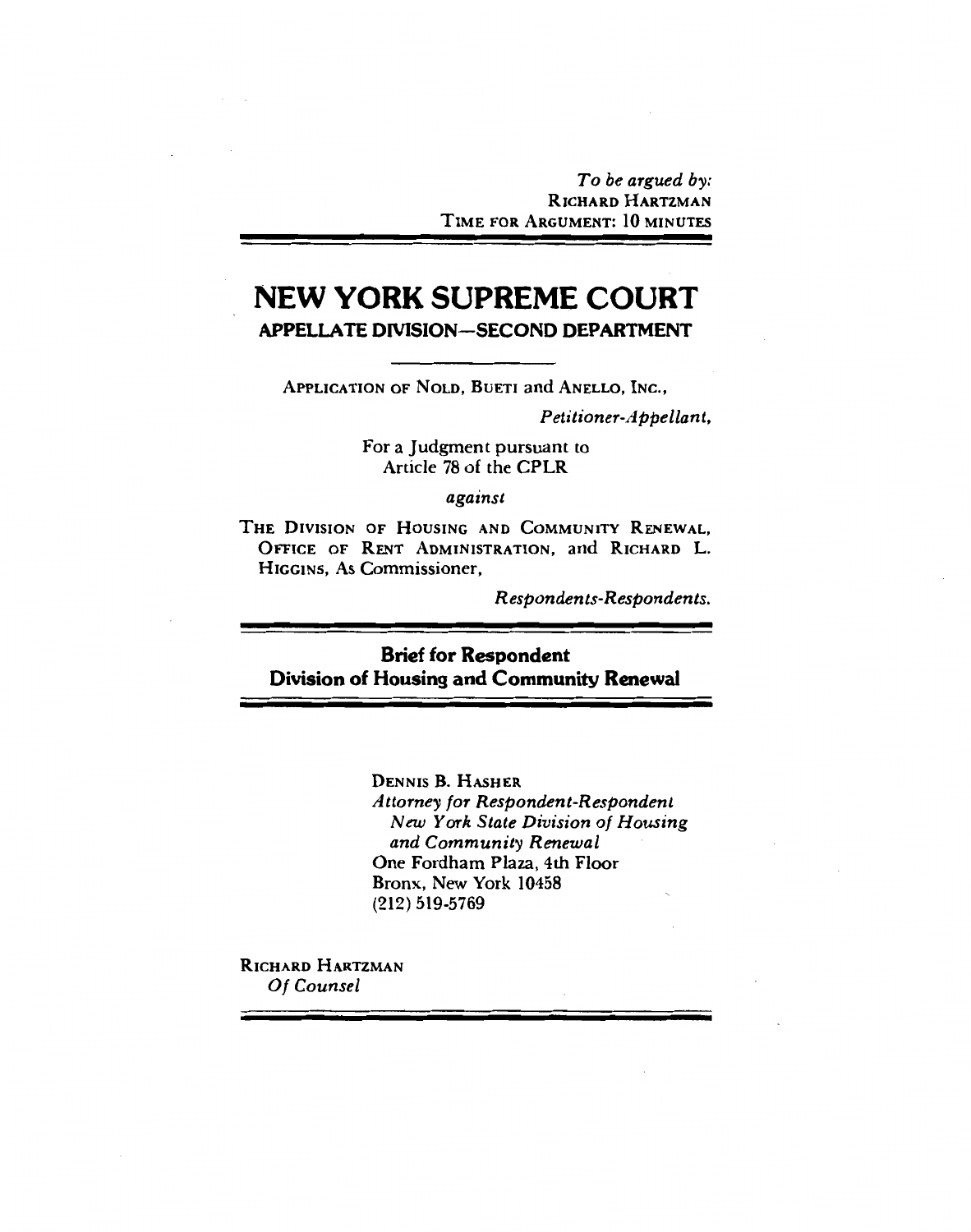*To be argued by:*
RICHARD HARTZMAN
TIME FOR ARGUMENT: 10 MINUTES

# NEW YORK SUPREME COURT

## APPELLATE DIVISION—SECOND DEPARTMENT

APPLICATION OF NOLD, BUETI and ANELLO, INC.,

*Petitioner-Appellant,*

For a Judgment pursuant to
Article 78 of the CPLR

*against*

THE DIVISION OF HOUSING AND COMMUNITY RENEWAL, OFFICE OF RENT ADMINISTRATION, and RICHARD L. HIGGINS, As Commissioner,

*Respondents-Respondents.*

**Brief for Respondent**
**Division of Housing and Community Renewal**

DENNIS B. HASHER
*Attorney for Respondent-Respondent*
*New York State Division of Housing and Community Renewal*
One Fordham Plaza, 4th Floor
Bronx, New York 10458
(212) 519-5769

RICHARD HARTZMAN
*Of Counsel*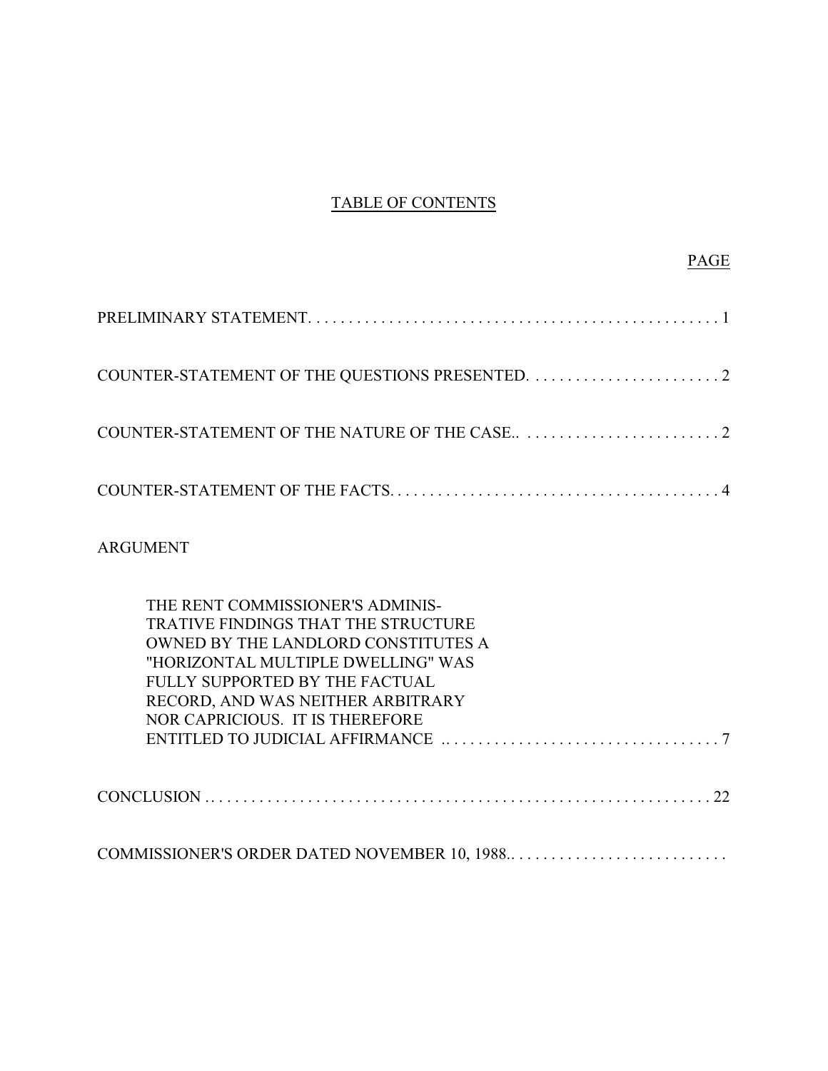# TABLE OF CONTENTS

| | PAGE |
|---|---|
| PRELIMINARY STATEMENT | 1 |
| COUNTER-STATEMENT OF THE QUESTIONS PRESENTED | 2 |
| COUNTER-STATEMENT OF THE NATURE OF THE CASE | 2 |
| COUNTER-STATEMENT OF THE FACTS | 4 |
| ARGUMENT | |
| THE RENT COMMISSIONER'S ADMINISTRATIVE FINDINGS THAT THE STRUCTURE OWNED BY THE LANDLORD CONSTITUTES A "HORIZONTAL MULTIPLE DWELLING" WAS FULLY SUPPORTED BY THE FACTUAL RECORD, AND WAS NEITHER ARBITRARY NOR CAPRICIOUS. IT IS THEREFORE ENTITLED TO JUDICIAL AFFIRMANCE | 7 |
| CONCLUSION | 22 |
| COMMISSIONER'S ORDER DATED NOVEMBER 10, 1988 | |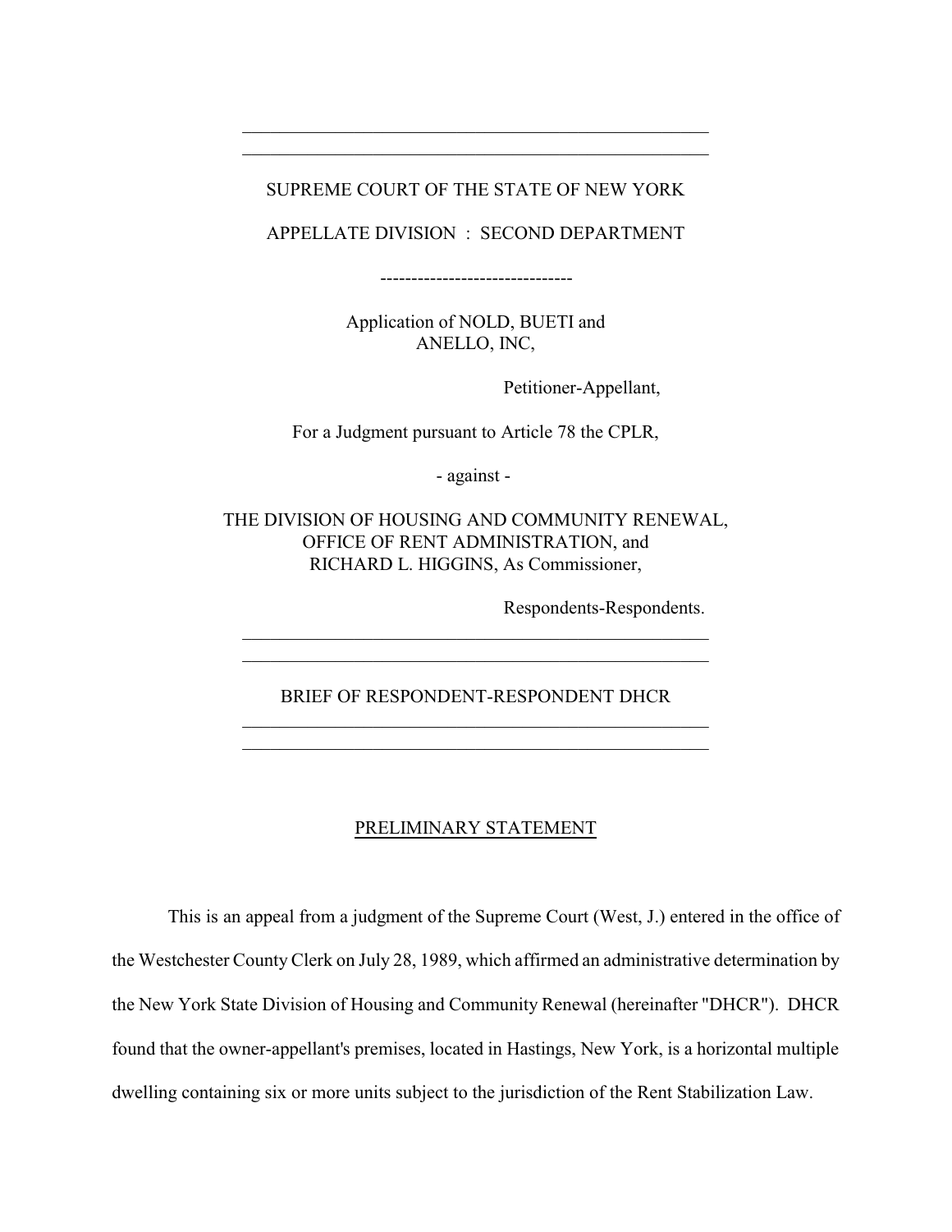SUPREME COURT OF THE STATE OF NEW YORK

APPELLATE DIVISION : SECOND DEPARTMENT

-------------------------------

Application of NOLD, BUETI and ANELLO, INC,

Petitioner-Appellant,

For a Judgment pursuant to Article 78 the CPLR,

- against -

THE DIVISION OF HOUSING AND COMMUNITY RENEWAL, OFFICE OF RENT ADMINISTRATION, and RICHARD L. HIGGINS, As Commissioner,

Respondents-Respondents.

BRIEF OF RESPONDENT-RESPONDENT DHCR

## PRELIMINARY STATEMENT

This is an appeal from a judgment of the Supreme Court (West, J.) entered in the office of the Westchester County Clerk on July 28, 1989, which affirmed an administrative determination by the New York State Division of Housing and Community Renewal (hereinafter "DHCR"). DHCR found that the owner-appellant's premises, located in Hastings, New York, is a horizontal multiple dwelling containing six or more units subject to the jurisdiction of the Rent Stabilization Law.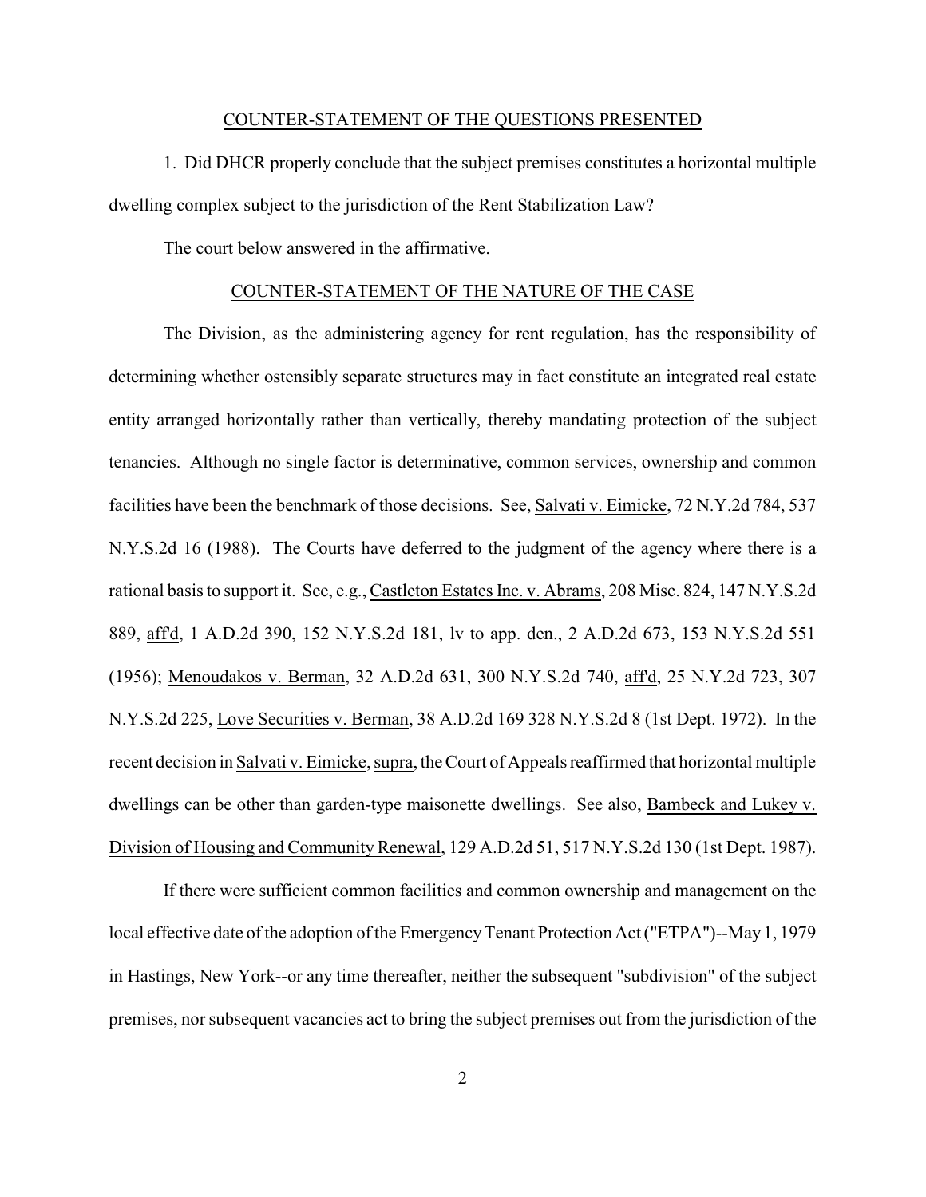## COUNTER-STATEMENT OF THE QUESTIONS PRESENTED

1. Did DHCR properly conclude that the subject premises constitutes a horizontal multiple dwelling complex subject to the jurisdiction of the Rent Stabilization Law?

The court below answered in the affirmative.

## COUNTER-STATEMENT OF THE NATURE OF THE CASE

The Division, as the administering agency for rent regulation, has the responsibility of determining whether ostensibly separate structures may in fact constitute an integrated real estate entity arranged horizontally rather than vertically, thereby mandating protection of the subject tenancies. Although no single factor is determinative, common services, ownership and common facilities have been the benchmark of those decisions. See, Salvati v. Eimicke, 72 N.Y.2d 784, 537 N.Y.S.2d 16 (1988). The Courts have deferred to the judgment of the agency where there is a rational basis to support it. See, e.g., Castleton Estates Inc. v. Abrams, 208 Misc. 824, 147 N.Y.S.2d 889, aff'd, 1 A.D.2d 390, 152 N.Y.S.2d 181, lv to app. den., 2 A.D.2d 673, 153 N.Y.S.2d 551 (1956); Menoudakos v. Berman, 32 A.D.2d 631, 300 N.Y.S.2d 740, aff'd, 25 N.Y.2d 723, 307 N.Y.S.2d 225, Love Securities v. Berman, 38 A.D.2d 169 328 N.Y.S.2d 8 (1st Dept. 1972). In the recent decision in Salvati v. Eimicke, supra, the Court of Appeals reaffirmed that horizontal multiple dwellings can be other than garden-type maisonette dwellings. See also, Bambeck and Lukey v. Division of Housing and Community Renewal, 129 A.D.2d 51, 517 N.Y.S.2d 130 (1st Dept. 1987).

If there were sufficient common facilities and common ownership and management on the local effective date of the adoption of the Emergency Tenant Protection Act ("ETPA")--May 1, 1979 in Hastings, New York--or any time thereafter, neither the subsequent "subdivision" of the subject premises, nor subsequent vacancies act to bring the subject premises out from the jurisdiction of the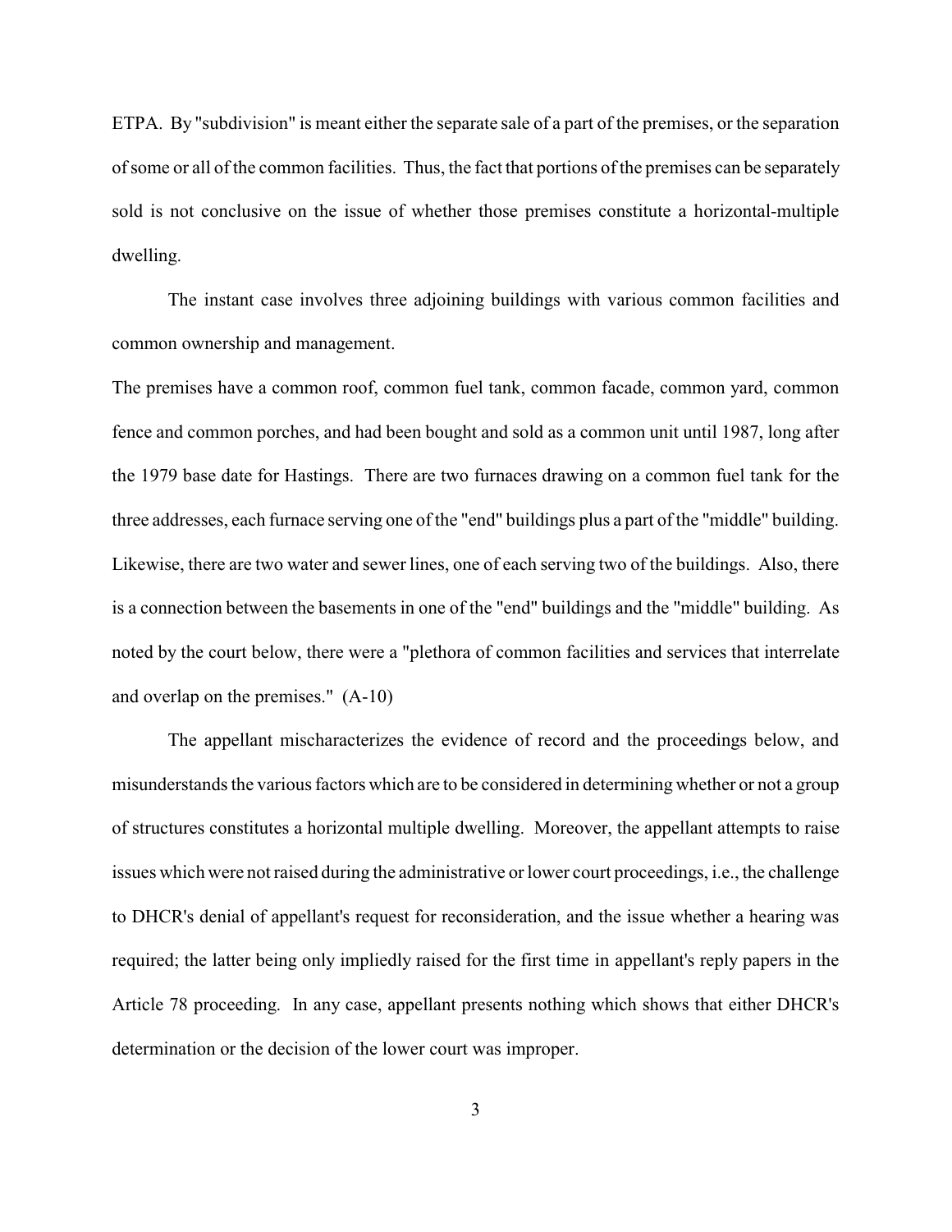ETPA. By "subdivision" is meant either the separate sale of a part of the premises, or the separation of some or all of the common facilities. Thus, the fact that portions of the premises can be separately sold is not conclusive on the issue of whether those premises constitute a horizontal-multiple dwelling.

The instant case involves three adjoining buildings with various common facilities and common ownership and management.

The premises have a common roof, common fuel tank, common facade, common yard, common fence and common porches, and had been bought and sold as a common unit until 1987, long after the 1979 base date for Hastings. There are two furnaces drawing on a common fuel tank for the three addresses, each furnace serving one of the "end" buildings plus a part of the "middle" building. Likewise, there are two water and sewer lines, one of each serving two of the buildings. Also, there is a connection between the basements in one of the "end" buildings and the "middle" building. As noted by the court below, there were a "plethora of common facilities and services that interrelate and overlap on the premises." (A-10)

The appellant mischaracterizes the evidence of record and the proceedings below, and misunderstands the various factors which are to be considered in determining whether or not a group of structures constitutes a horizontal multiple dwelling. Moreover, the appellant attempts to raise issues which were not raised during the administrative or lower court proceedings, i.e., the challenge to DHCR's denial of appellant's request for reconsideration, and the issue whether a hearing was required; the latter being only impliedly raised for the first time in appellant's reply papers in the Article 78 proceeding. In any case, appellant presents nothing which shows that either DHCR's determination or the decision of the lower court was improper.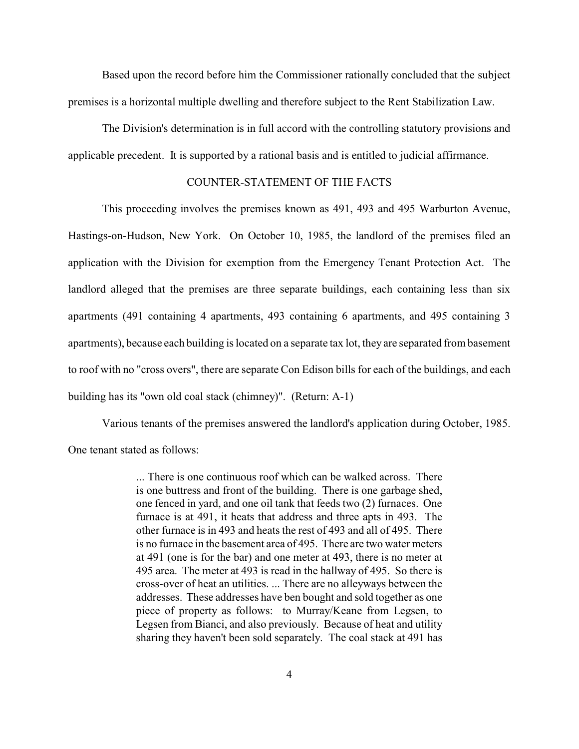Based upon the record before him the Commissioner rationally concluded that the subject premises is a horizontal multiple dwelling and therefore subject to the Rent Stabilization Law.

The Division's determination is in full accord with the controlling statutory provisions and applicable precedent. It is supported by a rational basis and is entitled to judicial affirmance.

## COUNTER-STATEMENT OF THE FACTS

This proceeding involves the premises known as 491, 493 and 495 Warburton Avenue, Hastings-on-Hudson, New York. On October 10, 1985, the landlord of the premises filed an application with the Division for exemption from the Emergency Tenant Protection Act. The landlord alleged that the premises are three separate buildings, each containing less than six apartments (491 containing 4 apartments, 493 containing 6 apartments, and 495 containing 3 apartments), because each building is located on a separate tax lot, they are separated from basement to roof with no "cross overs", there are separate Con Edison bills for each of the buildings, and each building has its "own old coal stack (chimney)". (Return: A-1)

Various tenants of the premises answered the landlord's application during October, 1985. One tenant stated as follows:

> ... There is one continuous roof which can be walked across. There is one buttress and front of the building. There is one garbage shed, one fenced in yard, and one oil tank that feeds two (2) furnaces. One furnace is at 491, it heats that address and three apts in 493. The other furnace is in 493 and heats the rest of 493 and all of 495. There is no furnace in the basement area of 495. There are two water meters at 491 (one is for the bar) and one meter at 493, there is no meter at 495 area. The meter at 493 is read in the hallway of 495. So there is cross-over of heat an utilities. ... There are no alleyways between the addresses. These addresses have ben bought and sold together as one piece of property as follows: to Murray/Keane from Legsen, to Legsen from Bianci, and also previously. Because of heat and utility sharing they haven't been sold separately. The coal stack at 491 has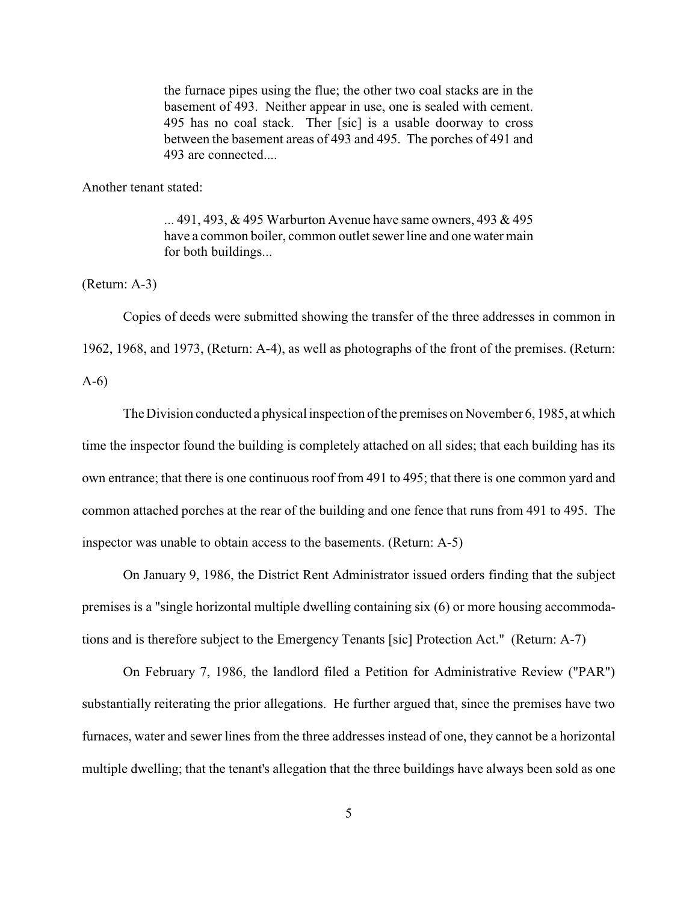> the furnace pipes using the flue; the other two coal stacks are in the basement of 493. Neither appear in use, one is sealed with cement. 495 has no coal stack. Ther [sic] is a usable doorway to cross between the basement areas of 493 and 495. The porches of 491 and 493 are connected....

Another tenant stated:

> ... 491, 493, & 495 Warburton Avenue have same owners, 493 & 495 have a common boiler, common outlet sewer line and one water main for both buildings...

(Return: A-3)

Copies of deeds were submitted showing the transfer of the three addresses in common in 1962, 1968, and 1973, (Return: A-4), as well as photographs of the front of the premises. (Return: A-6)

The Division conducted a physical inspection of the premises on November 6, 1985, at which time the inspector found the building is completely attached on all sides; that each building has its own entrance; that there is one continuous roof from 491 to 495; that there is one common yard and common attached porches at the rear of the building and one fence that runs from 491 to 495. The inspector was unable to obtain access to the basements. (Return: A-5)

On January 9, 1986, the District Rent Administrator issued orders finding that the subject premises is a "single horizontal multiple dwelling containing six (6) or more housing accommodations and is therefore subject to the Emergency Tenants [sic] Protection Act." (Return: A-7)

On February 7, 1986, the landlord filed a Petition for Administrative Review ("PAR") substantially reiterating the prior allegations. He further argued that, since the premises have two furnaces, water and sewer lines from the three addresses instead of one, they cannot be a horizontal multiple dwelling; that the tenant's allegation that the three buildings have always been sold as one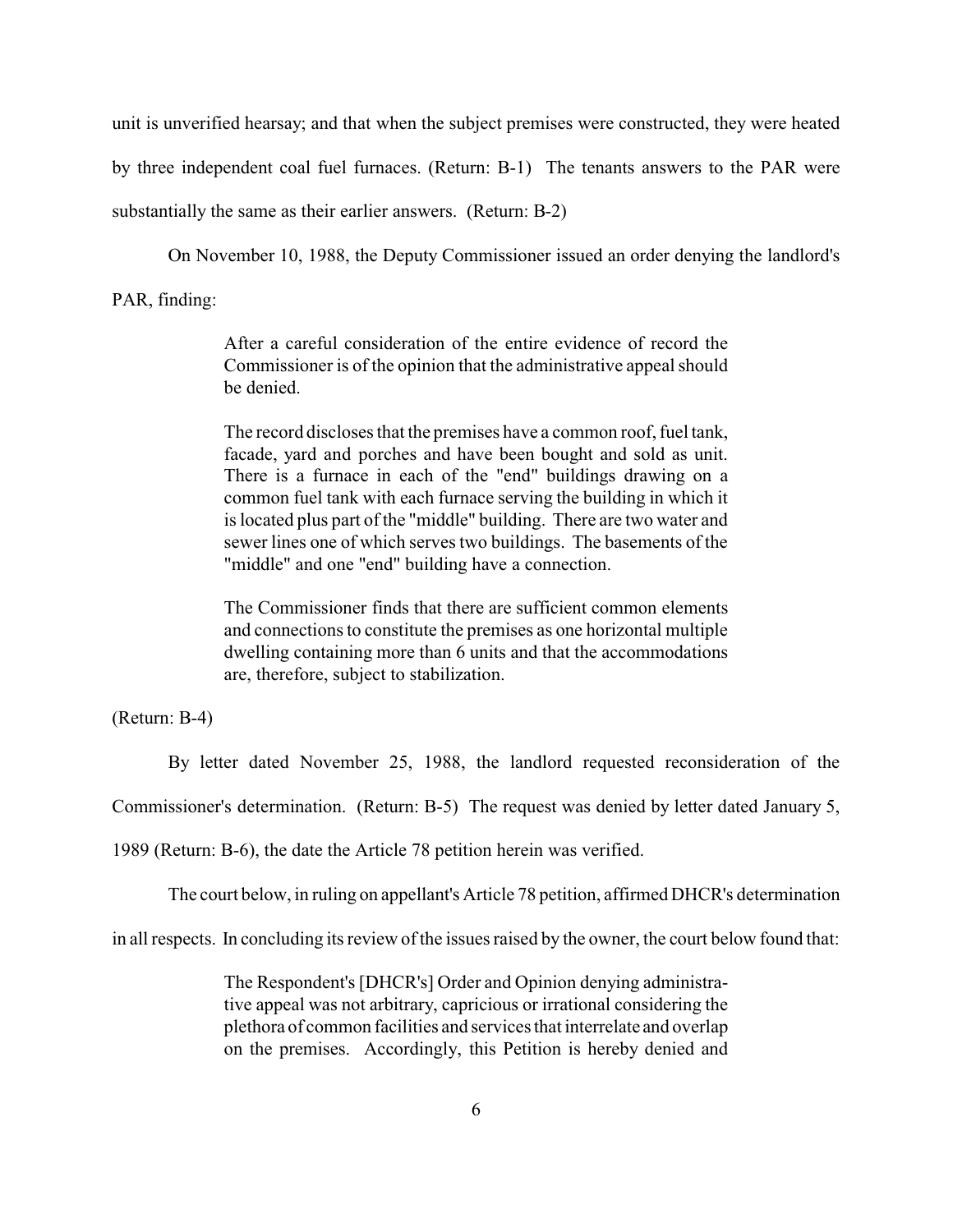unit is unverified hearsay; and that when the subject premises were constructed, they were heated by three independent coal fuel furnaces. (Return: B-1) The tenants answers to the PAR were substantially the same as their earlier answers. (Return: B-2)

On November 10, 1988, the Deputy Commissioner issued an order denying the landlord's PAR, finding:

> After a careful consideration of the entire evidence of record the Commissioner is of the opinion that the administrative appeal should be denied.
>
> The record discloses that the premises have a common roof, fuel tank, facade, yard and porches and have been bought and sold as unit. There is a furnace in each of the "end" buildings drawing on a common fuel tank with each furnace serving the building in which it is located plus part of the "middle" building. There are two water and sewer lines one of which serves two buildings. The basements of the "middle" and one "end" building have a connection.
>
> The Commissioner finds that there are sufficient common elements and connections to constitute the premises as one horizontal multiple dwelling containing more than 6 units and that the accommodations are, therefore, subject to stabilization.

(Return: B-4)

By letter dated November 25, 1988, the landlord requested reconsideration of the Commissioner's determination. (Return: B-5) The request was denied by letter dated January 5, 1989 (Return: B-6), the date the Article 78 petition herein was verified.

The court below, in ruling on appellant's Article 78 petition, affirmed DHCR's determination in all respects. In concluding its review of the issues raised by the owner, the court below found that:

> The Respondent's [DHCR's] Order and Opinion denying administrative appeal was not arbitrary, capricious or irrational considering the plethora of common facilities and services that interrelate and overlap on the premises. Accordingly, this Petition is hereby denied and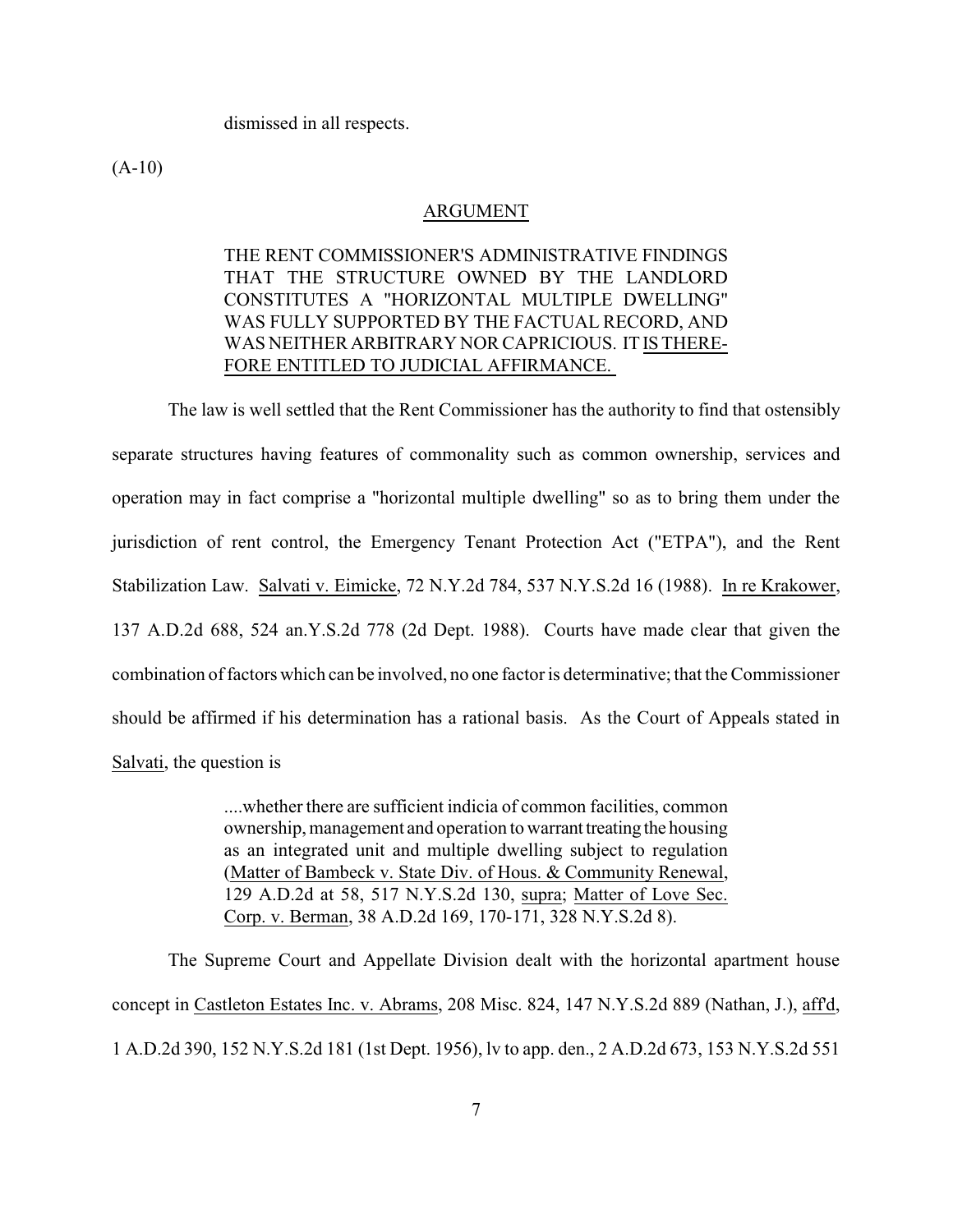dismissed in all respects.

(A-10)

## ARGUMENT

THE RENT COMMISSIONER'S ADMINISTRATIVE FINDINGS THAT THE STRUCTURE OWNED BY THE LANDLORD CONSTITUTES A "HORIZONTAL MULTIPLE DWELLING" WAS FULLY SUPPORTED BY THE FACTUAL RECORD, AND WAS NEITHER ARBITRARY NOR CAPRICIOUS. IT IS THEREFORE ENTITLED TO JUDICIAL AFFIRMANCE.

The law is well settled that the Rent Commissioner has the authority to find that ostensibly separate structures having features of commonality such as common ownership, services and operation may in fact comprise a "horizontal multiple dwelling" so as to bring them under the jurisdiction of rent control, the Emergency Tenant Protection Act ("ETPA"), and the Rent Stabilization Law. Salvati v. Eimicke, 72 N.Y.2d 784, 537 N.Y.S.2d 16 (1988). In re Krakower, 137 A.D.2d 688, 524 an.Y.S.2d 778 (2d Dept. 1988). Courts have made clear that given the combination of factors which can be involved, no one factor is determinative; that the Commissioner should be affirmed if his determination has a rational basis. As the Court of Appeals stated in Salvati, the question is

> ....whether there are sufficient indicia of common facilities, common ownership, management and operation to warrant treating the housing as an integrated unit and multiple dwelling subject to regulation (Matter of Bambeck v. State Div. of Hous. & Community Renewal, 129 A.D.2d at 58, 517 N.Y.S.2d 130, supra; Matter of Love Sec. Corp. v. Berman, 38 A.D.2d 169, 170-171, 328 N.Y.S.2d 8).

The Supreme Court and Appellate Division dealt with the horizontal apartment house concept in Castleton Estates Inc. v. Abrams, 208 Misc. 824, 147 N.Y.S.2d 889 (Nathan, J.), aff'd, 1 A.D.2d 390, 152 N.Y.S.2d 181 (1st Dept. 1956), lv to app. den., 2 A.D.2d 673, 153 N.Y.S.2d 551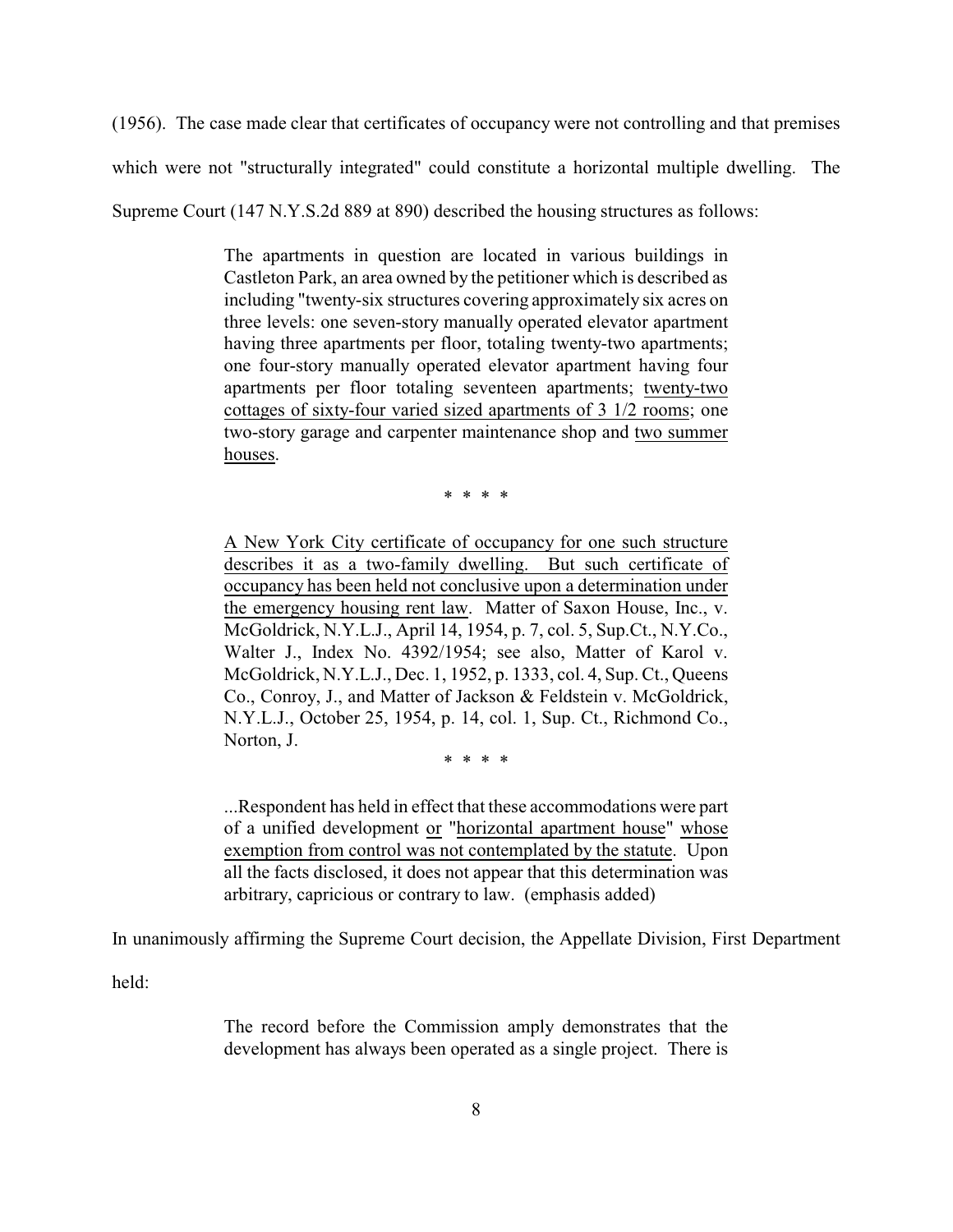(1956). The case made clear that certificates of occupancy were not controlling and that premises which were not "structurally integrated" could constitute a horizontal multiple dwelling. The Supreme Court (147 N.Y.S.2d 889 at 890) described the housing structures as follows:

> The apartments in question are located in various buildings in Castleton Park, an area owned by the petitioner which is described as including "twenty-six structures covering approximately six acres on three levels: one seven-story manually operated elevator apartment having three apartments per floor, totaling twenty-two apartments; one four-story manually operated elevator apartment having four apartments per floor totaling seventeen apartments; <u>twenty-two cottages of sixty-four varied sized apartments of 3 1/2 rooms</u>; one two-story garage and carpenter maintenance shop and <u>two summer houses</u>.
>
> \* \* \* \*
>
> <u>A New York City certificate of occupancy for one such structure describes it as a two-family dwelling. But such certificate of occupancy has been held not conclusive upon a determination under the emergency housing rent law</u>. Matter of Saxon House, Inc., v. McGoldrick, N.Y.L.J., April 14, 1954, p. 7, col. 5, Sup.Ct., N.Y.Co., Walter J., Index No. 4392/1954; see also, Matter of Karol v. McGoldrick, N.Y.L.J., Dec. 1, 1952, p. 1333, col. 4, Sup. Ct., Queens Co., Conroy, J., and Matter of Jackson & Feldstein v. McGoldrick, N.Y.L.J., October 25, 1954, p. 14, col. 1, Sup. Ct., Richmond Co., Norton, J.
>
> \* \* \* \*
>
> ...Respondent has held in effect that these accommodations were part of a unified development <u>or</u> "<u>horizontal apartment house</u>" <u>whose exemption from control was not contemplated by the statute</u>. Upon all the facts disclosed, it does not appear that this determination was arbitrary, capricious or contrary to law. (emphasis added)

In unanimously affirming the Supreme Court decision, the Appellate Division, First Department held:

> The record before the Commission amply demonstrates that the development has always been operated as a single project. There is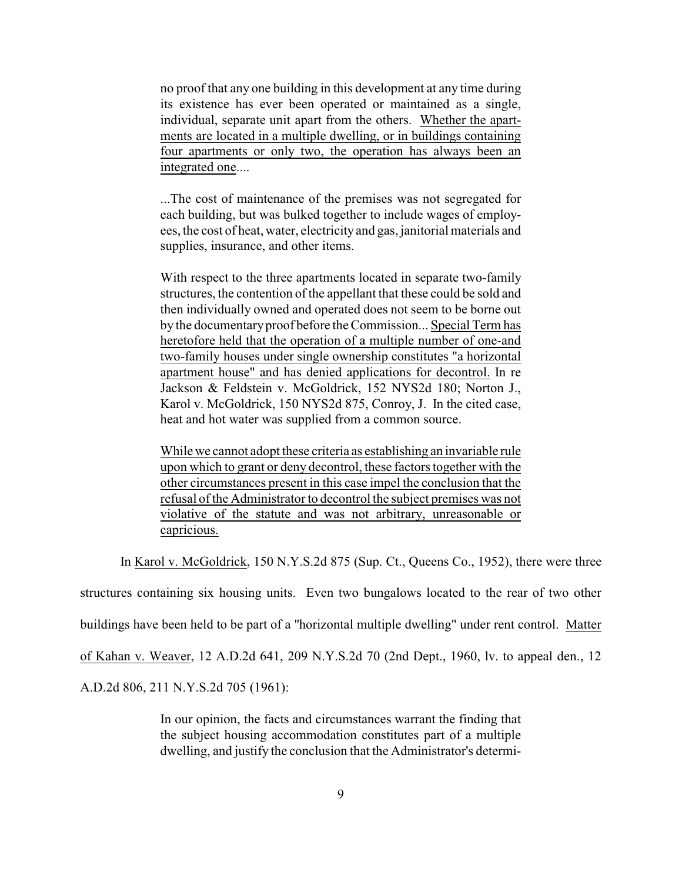> no proof that any one building in this development at any time during its existence has ever been operated or maintained as a single, individual, separate unit apart from the others. <u>Whether the apartments are located in a multiple dwelling, or in buildings containing four apartments or only two, the operation has always been an integrated one</u>....
>
> ...The cost of maintenance of the premises was not segregated for each building, but was bulked together to include wages of employees, the cost of heat, water, electricity and gas, janitorial materials and supplies, insurance, and other items.
>
> With respect to the three apartments located in separate two-family structures, the contention of the appellant that these could be sold and then individually owned and operated does not seem to be borne out by the documentary proof before the Commission... <u>Special Term has heretofore held that the operation of a multiple number of one-and two-family houses under single ownership constitutes "a horizontal apartment house" and has denied applications for decontrol.</u> In re Jackson & Feldstein v. McGoldrick, 152 NYS2d 180; Norton J., Karol v. McGoldrick, 150 NYS2d 875, Conroy, J. In the cited case, heat and hot water was supplied from a common source.
>
> <u>While we cannot adopt these criteria as establishing an invariable rule upon which to grant or deny decontrol, these factors together with the other circumstances present in this case impel the conclusion that the refusal of the Administrator to decontrol the subject premises was not violative of the statute and was not arbitrary, unreasonable or capricious.</u>

In <u>Karol v. McGoldrick</u>, 150 N.Y.S.2d 875 (Sup. Ct., Queens Co., 1952), there were three structures containing six housing units. Even two bungalows located to the rear of two other buildings have been held to be part of a "horizontal multiple dwelling" under rent control. <u>Matter of Kahan v. Weaver</u>, 12 A.D.2d 641, 209 N.Y.S.2d 70 (2nd Dept., 1960, lv. to appeal den., 12 A.D.2d 806, 211 N.Y.S.2d 705 (1961):

> In our opinion, the facts and circumstances warrant the finding that the subject housing accommodation constitutes part of a multiple dwelling, and justify the conclusion that the Administrator's determi-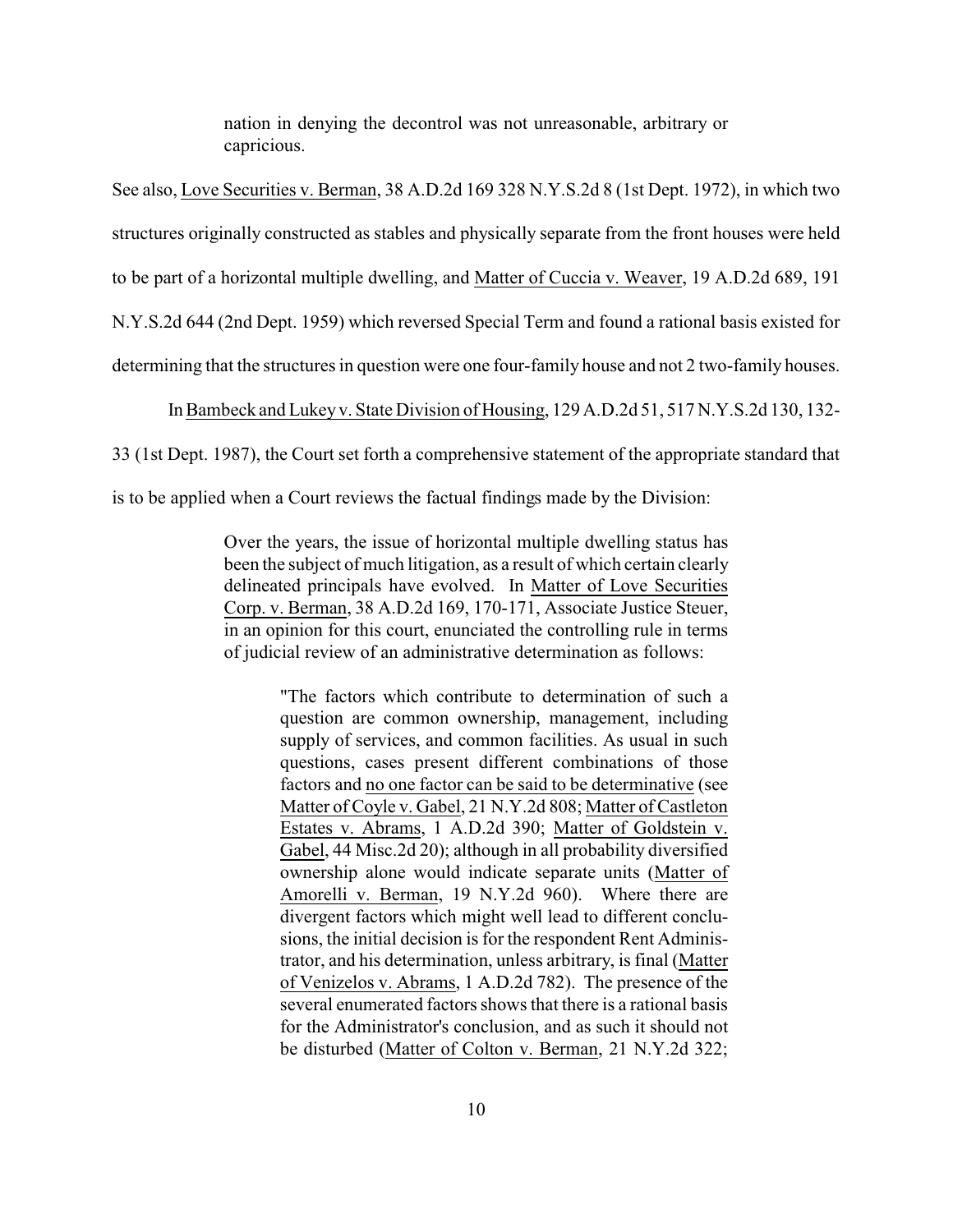> nation in denying the decontrol was not unreasonable, arbitrary or capricious.

See also, Love Securities v. Berman, 38 A.D.2d 169 328 N.Y.S.2d 8 (1st Dept. 1972), in which two structures originally constructed as stables and physically separate from the front houses were held to be part of a horizontal multiple dwelling, and Matter of Cuccia v. Weaver, 19 A.D.2d 689, 191 N.Y.S.2d 644 (2nd Dept. 1959) which reversed Special Term and found a rational basis existed for determining that the structures in question were one four-family house and not 2 two-family houses.

In Bambeck and Lukey v. State Division of Housing, 129 A.D.2d 51, 517 N.Y.S.2d 130, 132-33 (1st Dept. 1987), the Court set forth a comprehensive statement of the appropriate standard that is to be applied when a Court reviews the factual findings made by the Division:

> Over the years, the issue of horizontal multiple dwelling status has been the subject of much litigation, as a result of which certain clearly delineated principals have evolved. In Matter of Love Securities Corp. v. Berman, 38 A.D.2d 169, 170-171, Associate Justice Steuer, in an opinion for this court, enunciated the controlling rule in terms of judicial review of an administrative determination as follows:
>
> > "The factors which contribute to determination of such a question are common ownership, management, including supply of services, and common facilities. As usual in such questions, cases present different combinations of those factors and no one factor can be said to be determinative (see Matter of Coyle v. Gabel, 21 N.Y.2d 808; Matter of Castleton Estates v. Abrams, 1 A.D.2d 390; Matter of Goldstein v. Gabel, 44 Misc.2d 20); although in all probability diversified ownership alone would indicate separate units (Matter of Amorelli v. Berman, 19 N.Y.2d 960). Where there are divergent factors which might well lead to different conclusions, the initial decision is for the respondent Rent Administrator, and his determination, unless arbitrary, is final (Matter of Venizelos v. Abrams, 1 A.D.2d 782). The presence of the several enumerated factors shows that there is a rational basis for the Administrator's conclusion, and as such it should not be disturbed (Matter of Colton v. Berman, 21 N.Y.2d 322;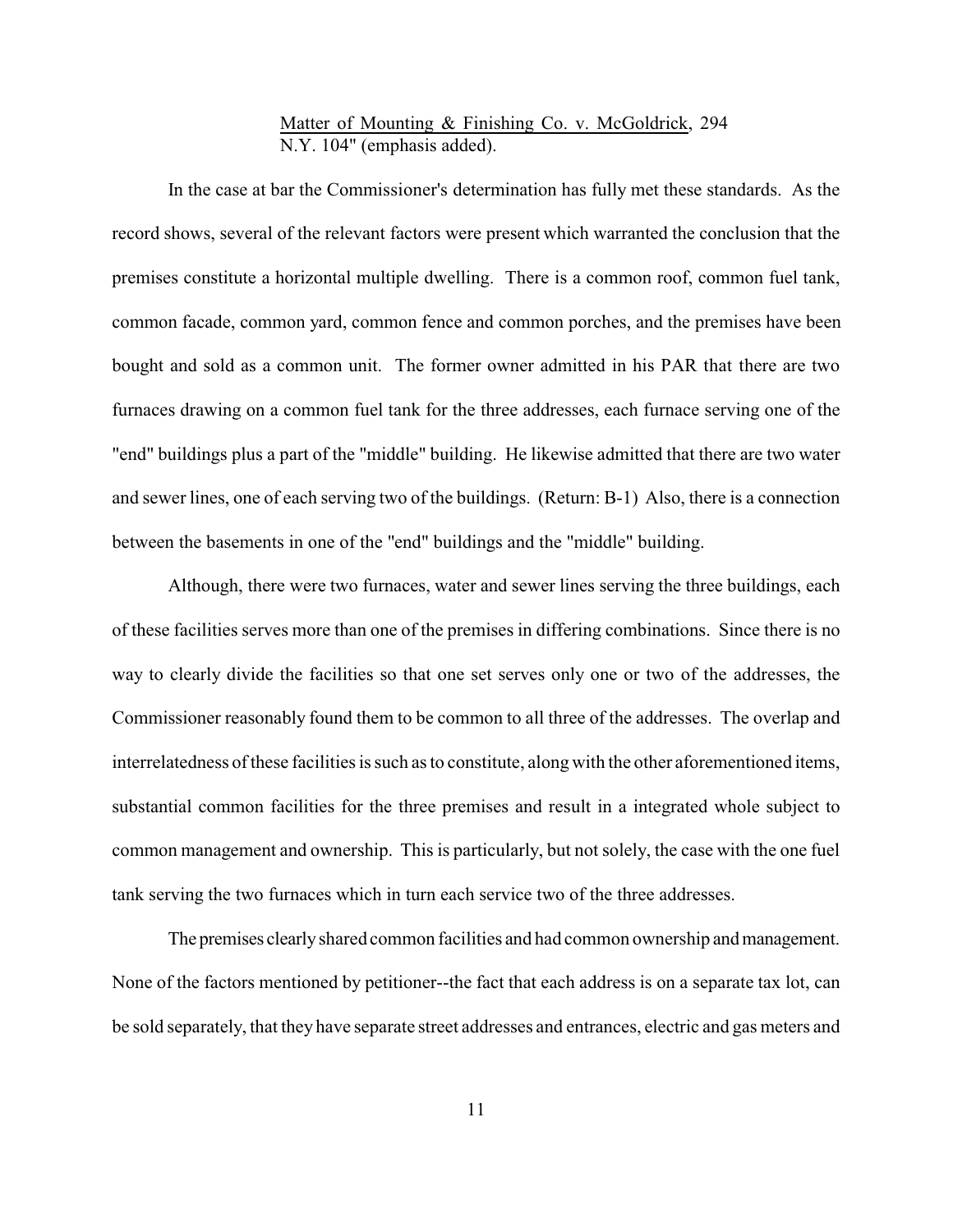Matter of Mounting & Finishing Co. v. McGoldrick, 294 N.Y. 104" (emphasis added).

In the case at bar the Commissioner's determination has fully met these standards. As the record shows, several of the relevant factors were present which warranted the conclusion that the premises constitute a horizontal multiple dwelling. There is a common roof, common fuel tank, common facade, common yard, common fence and common porches, and the premises have been bought and sold as a common unit. The former owner admitted in his PAR that there are two furnaces drawing on a common fuel tank for the three addresses, each furnace serving one of the "end" buildings plus a part of the "middle" building. He likewise admitted that there are two water and sewer lines, one of each serving two of the buildings. (Return: B-1) Also, there is a connection between the basements in one of the "end" buildings and the "middle" building.

Although, there were two furnaces, water and sewer lines serving the three buildings, each of these facilities serves more than one of the premises in differing combinations. Since there is no way to clearly divide the facilities so that one set serves only one or two of the addresses, the Commissioner reasonably found them to be common to all three of the addresses. The overlap and interrelatedness of these facilities is such as to constitute, along with the other aforementioned items, substantial common facilities for the three premises and result in a integrated whole subject to common management and ownership. This is particularly, but not solely, the case with the one fuel tank serving the two furnaces which in turn each service two of the three addresses.

The premises clearly shared common facilities and had common ownership and management. None of the factors mentioned by petitioner--the fact that each address is on a separate tax lot, can be sold separately, that they have separate street addresses and entrances, electric and gas meters and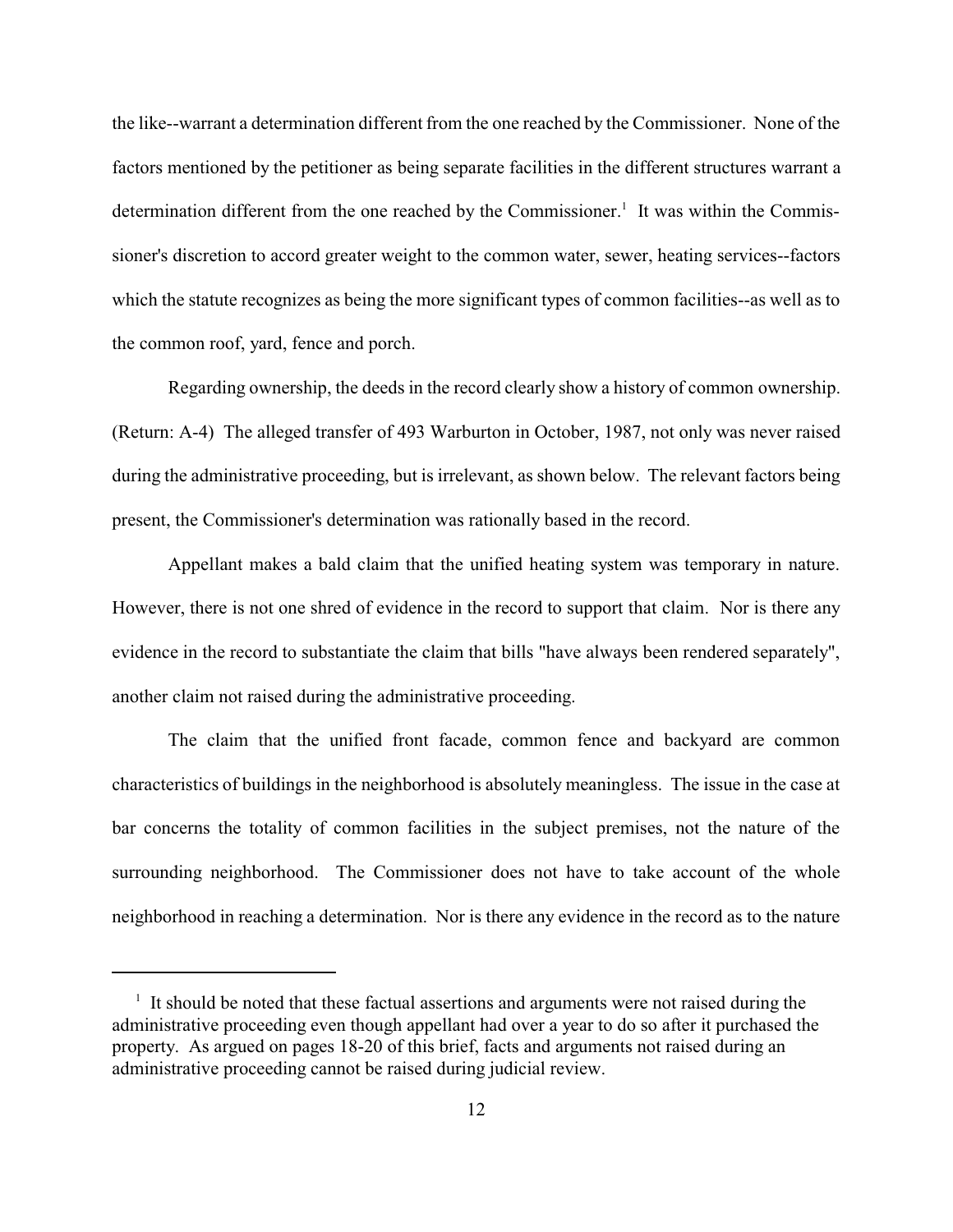the like--warrant a determination different from the one reached by the Commissioner. None of the factors mentioned by the petitioner as being separate facilities in the different structures warrant a determination different from the one reached by the Commissioner.[1] It was within the Commissioner's discretion to accord greater weight to the common water, sewer, heating services--factors which the statute recognizes as being the more significant types of common facilities--as well as to the common roof, yard, fence and porch.

Regarding ownership, the deeds in the record clearly show a history of common ownership. (Return: A-4) The alleged transfer of 493 Warburton in October, 1987, not only was never raised during the administrative proceeding, but is irrelevant, as shown below. The relevant factors being present, the Commissioner's determination was rationally based in the record.

Appellant makes a bald claim that the unified heating system was temporary in nature. However, there is not one shred of evidence in the record to support that claim. Nor is there any evidence in the record to substantiate the claim that bills "have always been rendered separately", another claim not raised during the administrative proceeding.

The claim that the unified front facade, common fence and backyard are common characteristics of buildings in the neighborhood is absolutely meaningless. The issue in the case at bar concerns the totality of common facilities in the subject premises, not the nature of the surrounding neighborhood. The Commissioner does not have to take account of the whole neighborhood in reaching a determination. Nor is there any evidence in the record as to the nature

---

[1] It should be noted that these factual assertions and arguments were not raised during the administrative proceeding even though appellant had over a year to do so after it purchased the property. As argued on pages 18-20 of this brief, facts and arguments not raised during an administrative proceeding cannot be raised during judicial review.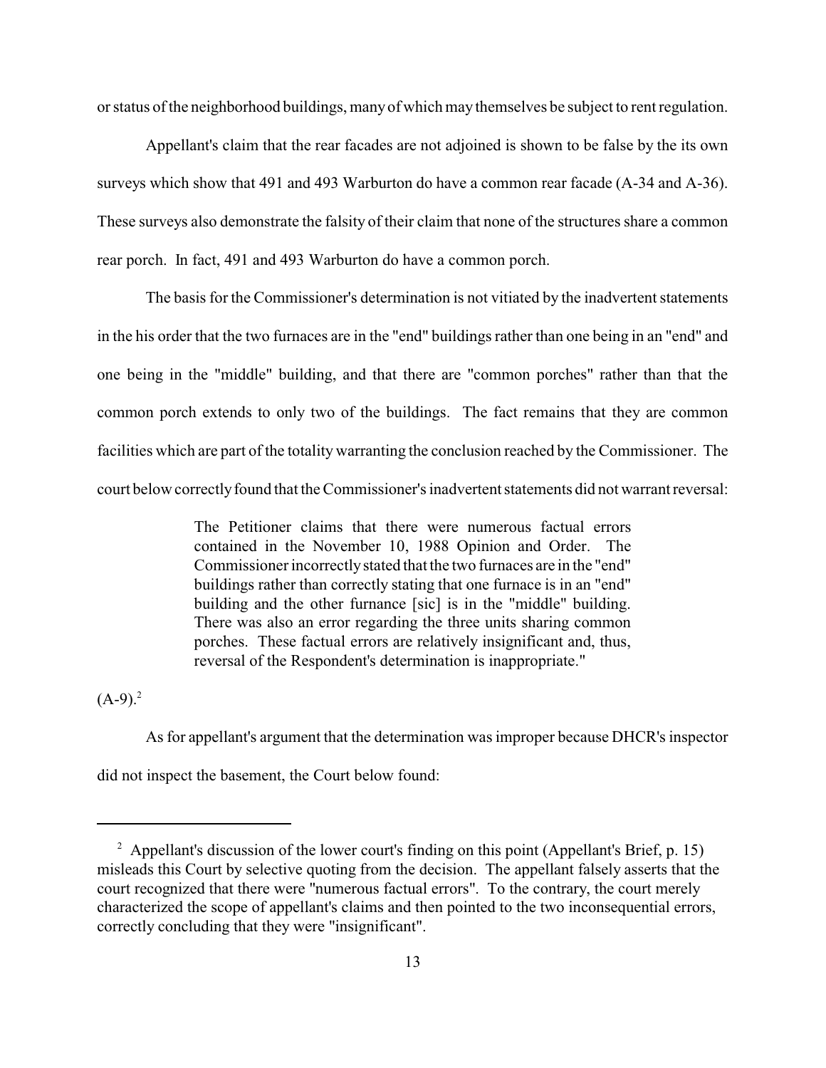or status of the neighborhood buildings, many of which may themselves be subject to rent regulation.

Appellant's claim that the rear facades are not adjoined is shown to be false by the its own surveys which show that 491 and 493 Warburton do have a common rear facade (A-34 and A-36). These surveys also demonstrate the falsity of their claim that none of the structures share a common rear porch. In fact, 491 and 493 Warburton do have a common porch.

The basis for the Commissioner's determination is not vitiated by the inadvertent statements in the his order that the two furnaces are in the "end" buildings rather than one being in an "end" and one being in the "middle" building, and that there are "common porches" rather than that the common porch extends to only two of the buildings. The fact remains that they are common facilities which are part of the totality warranting the conclusion reached by the Commissioner. The court below correctly found that the Commissioner's inadvertent statements did not warrant reversal:

> The Petitioner claims that there were numerous factual errors contained in the November 10, 1988 Opinion and Order. The Commissioner incorrectly stated that the two furnaces are in the "end" buildings rather than correctly stating that one furnace is in an "end" building and the other furnance [sic] is in the "middle" building. There was also an error regarding the three units sharing common porches. These factual errors are relatively insignificant and, thus, reversal of the Respondent's determination is inappropriate."

(A-9).[2]

As for appellant's argument that the determination was improper because DHCR's inspector did not inspect the basement, the Court below found:

---

[2] Appellant's discussion of the lower court's finding on this point (Appellant's Brief, p. 15) misleads this Court by selective quoting from the decision. The appellant falsely asserts that the court recognized that there were "numerous factual errors". To the contrary, the court merely characterized the scope of appellant's claims and then pointed to the two inconsequential errors, correctly concluding that they were "insignificant".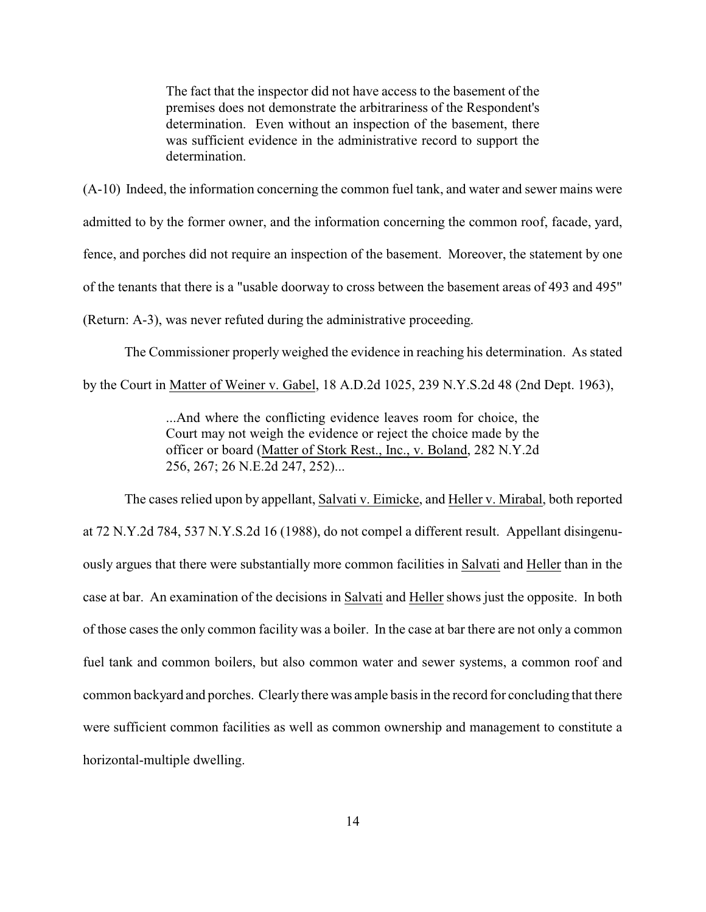> The fact that the inspector did not have access to the basement of the premises does not demonstrate the arbitrariness of the Respondent's determination. Even without an inspection of the basement, there was sufficient evidence in the administrative record to support the determination.

(A-10) Indeed, the information concerning the common fuel tank, and water and sewer mains were admitted to by the former owner, and the information concerning the common roof, facade, yard, fence, and porches did not require an inspection of the basement. Moreover, the statement by one of the tenants that there is a "usable doorway to cross between the basement areas of 493 and 495" (Return: A-3), was never refuted during the administrative proceeding.

The Commissioner properly weighed the evidence in reaching his determination. As stated by the Court in Matter of Weiner v. Gabel, 18 A.D.2d 1025, 239 N.Y.S.2d 48 (2nd Dept. 1963),

> ...And where the conflicting evidence leaves room for choice, the Court may not weigh the evidence or reject the choice made by the officer or board (Matter of Stork Rest., Inc., v. Boland, 282 N.Y.2d 256, 267; 26 N.E.2d 247, 252)...

The cases relied upon by appellant, Salvati v. Eimicke, and Heller v. Mirabal, both reported at 72 N.Y.2d 784, 537 N.Y.S.2d 16 (1988), do not compel a different result. Appellant disingenuously argues that there were substantially more common facilities in Salvati and Heller than in the case at bar. An examination of the decisions in Salvati and Heller shows just the opposite. In both of those cases the only common facility was a boiler. In the case at bar there are not only a common fuel tank and common boilers, but also common water and sewer systems, a common roof and common backyard and porches. Clearly there was ample basis in the record for concluding that there were sufficient common facilities as well as common ownership and management to constitute a horizontal-multiple dwelling.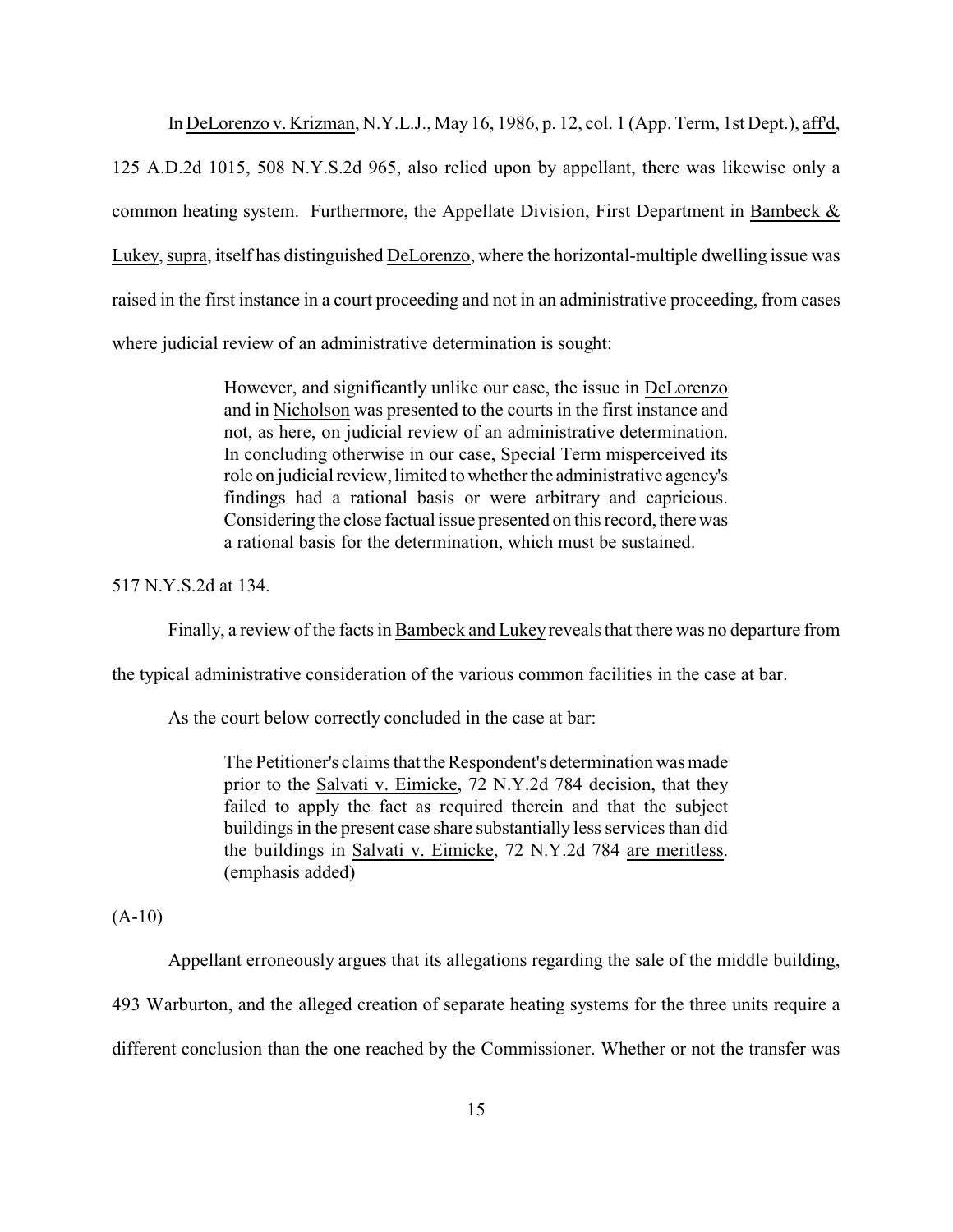In DeLorenzo v. Krizman, N.Y.L.J., May 16, 1986, p. 12, col. 1 (App. Term, 1st Dept.), aff'd, 125 A.D.2d 1015, 508 N.Y.S.2d 965, also relied upon by appellant, there was likewise only a common heating system. Furthermore, the Appellate Division, First Department in Bambeck & Lukey, supra, itself has distinguished DeLorenzo, where the horizontal-multiple dwelling issue was raised in the first instance in a court proceeding and not in an administrative proceeding, from cases where judicial review of an administrative determination is sought:

> However, and significantly unlike our case, the issue in DeLorenzo and in Nicholson was presented to the courts in the first instance and not, as here, on judicial review of an administrative determination. In concluding otherwise in our case, Special Term misperceived its role on judicial review, limited to whether the administrative agency's findings had a rational basis or were arbitrary and capricious. Considering the close factual issue presented on this record, there was a rational basis for the determination, which must be sustained.

517 N.Y.S.2d at 134.

Finally, a review of the facts in Bambeck and Lukey reveals that there was no departure from the typical administrative consideration of the various common facilities in the case at bar.

As the court below correctly concluded in the case at bar:

> The Petitioner's claims that the Respondent's determination was made prior to the Salvati v. Eimicke, 72 N.Y.2d 784 decision, that they failed to apply the fact as required therein and that the subject buildings in the present case share substantially less services than did the buildings in Salvati v. Eimicke, 72 N.Y.2d 784 are meritless. (emphasis added)

(A-10)

Appellant erroneously argues that its allegations regarding the sale of the middle building, 493 Warburton, and the alleged creation of separate heating systems for the three units require a different conclusion than the one reached by the Commissioner. Whether or not the transfer was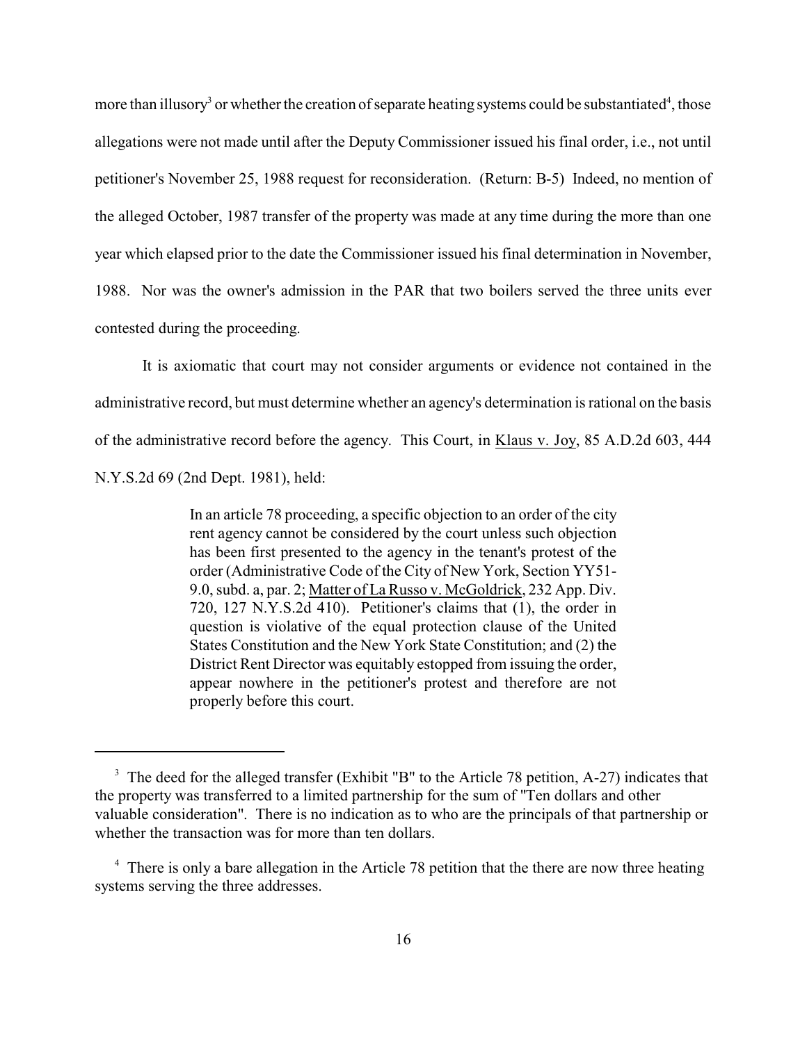more than illusory[3] or whether the creation of separate heating systems could be substantiated[4], those allegations were not made until after the Deputy Commissioner issued his final order, i.e., not until petitioner's November 25, 1988 request for reconsideration. (Return: B-5) Indeed, no mention of the alleged October, 1987 transfer of the property was made at any time during the more than one year which elapsed prior to the date the Commissioner issued his final determination in November, 1988. Nor was the owner's admission in the PAR that two boilers served the three units ever contested during the proceeding.

It is axiomatic that court may not consider arguments or evidence not contained in the administrative record, but must determine whether an agency's determination is rational on the basis of the administrative record before the agency. This Court, in <u>Klaus v. Joy</u>, 85 A.D.2d 603, 444 N.Y.S.2d 69 (2nd Dept. 1981), held:

> In an article 78 proceeding, a specific objection to an order of the city rent agency cannot be considered by the court unless such objection has been first presented to the agency in the tenant's protest of the order (Administrative Code of the City of New York, Section YY51-9.0, subd. a, par. 2; <u>Matter of La Russo v. McGoldrick</u>, 232 App. Div. 720, 127 N.Y.S.2d 410). Petitioner's claims that (1), the order in question is violative of the equal protection clause of the United States Constitution and the New York State Constitution; and (2) the District Rent Director was equitably estopped from issuing the order, appear nowhere in the petitioner's protest and therefore are not properly before this court.

---

[3] The deed for the alleged transfer (Exhibit "B" to the Article 78 petition, A-27) indicates that the property was transferred to a limited partnership for the sum of "Ten dollars and other valuable consideration". There is no indication as to who are the principals of that partnership or whether the transaction was for more than ten dollars.

[4] There is only a bare allegation in the Article 78 petition that the there are now three heating systems serving the three addresses.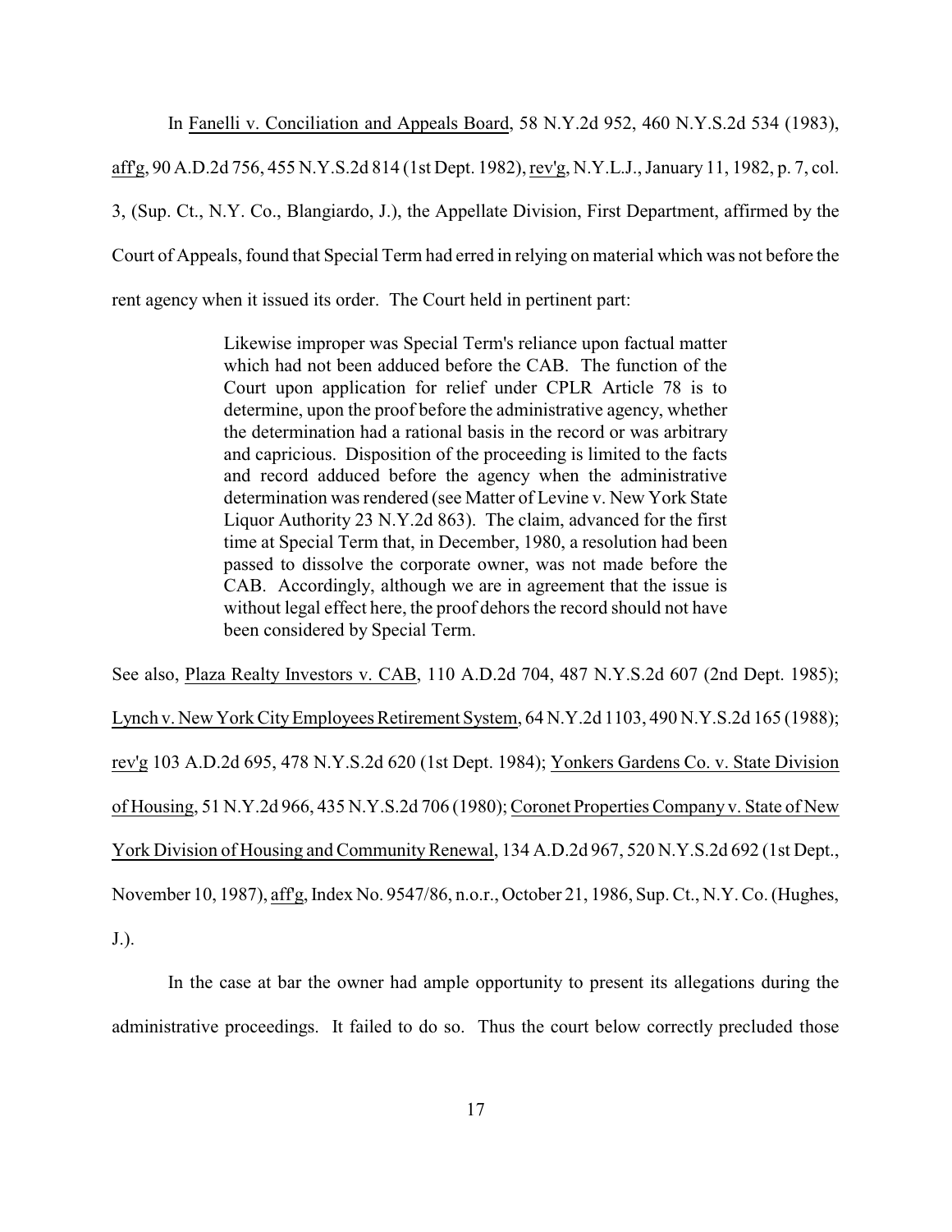In Fanelli v. Conciliation and Appeals Board, 58 N.Y.2d 952, 460 N.Y.S.2d 534 (1983), aff'g, 90 A.D.2d 756, 455 N.Y.S.2d 814 (1st Dept. 1982), rev'g, N.Y.L.J., January 11, 1982, p. 7, col. 3, (Sup. Ct., N.Y. Co., Blangiardo, J.), the Appellate Division, First Department, affirmed by the Court of Appeals, found that Special Term had erred in relying on material which was not before the rent agency when it issued its order. The Court held in pertinent part:

> Likewise improper was Special Term's reliance upon factual matter which had not been adduced before the CAB. The function of the Court upon application for relief under CPLR Article 78 is to determine, upon the proof before the administrative agency, whether the determination had a rational basis in the record or was arbitrary and capricious. Disposition of the proceeding is limited to the facts and record adduced before the agency when the administrative determination was rendered (see Matter of Levine v. New York State Liquor Authority 23 N.Y.2d 863). The claim, advanced for the first time at Special Term that, in December, 1980, a resolution had been passed to dissolve the corporate owner, was not made before the CAB. Accordingly, although we are in agreement that the issue is without legal effect here, the proof dehors the record should not have been considered by Special Term.

See also, Plaza Realty Investors v. CAB, 110 A.D.2d 704, 487 N.Y.S.2d 607 (2nd Dept. 1985); Lynch v. New York City Employees Retirement System, 64 N.Y.2d 1103, 490 N.Y.S.2d 165 (1988); rev'g 103 A.D.2d 695, 478 N.Y.S.2d 620 (1st Dept. 1984); Yonkers Gardens Co. v. State Division of Housing, 51 N.Y.2d 966, 435 N.Y.S.2d 706 (1980); Coronet Properties Company v. State of New York Division of Housing and Community Renewal, 134 A.D.2d 967, 520 N.Y.S.2d 692 (1st Dept., November 10, 1987), aff'g, Index No. 9547/86, n.o.r., October 21, 1986, Sup. Ct., N.Y. Co. (Hughes, J.).

In the case at bar the owner had ample opportunity to present its allegations during the administrative proceedings. It failed to do so. Thus the court below correctly precluded those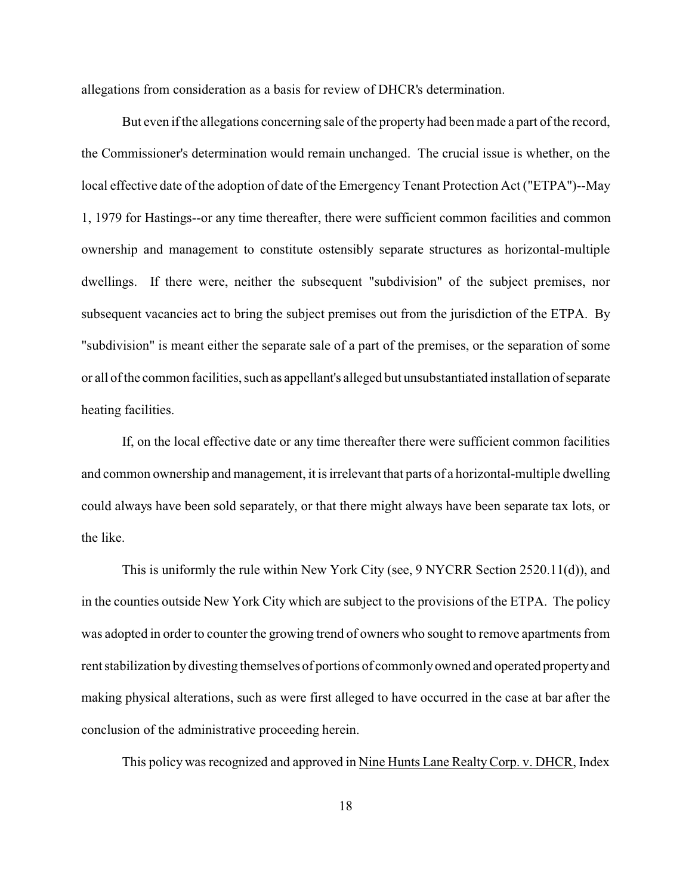allegations from consideration as a basis for review of DHCR's determination.

But even if the allegations concerning sale of the property had been made a part of the record, the Commissioner's determination would remain unchanged. The crucial issue is whether, on the local effective date of the adoption of date of the Emergency Tenant Protection Act ("ETPA")--May 1, 1979 for Hastings--or any time thereafter, there were sufficient common facilities and common ownership and management to constitute ostensibly separate structures as horizontal-multiple dwellings. If there were, neither the subsequent "subdivision" of the subject premises, nor subsequent vacancies act to bring the subject premises out from the jurisdiction of the ETPA. By "subdivision" is meant either the separate sale of a part of the premises, or the separation of some or all of the common facilities, such as appellant's alleged but unsubstantiated installation of separate heating facilities.

If, on the local effective date or any time thereafter there were sufficient common facilities and common ownership and management, it is irrelevant that parts of a horizontal-multiple dwelling could always have been sold separately, or that there might always have been separate tax lots, or the like.

This is uniformly the rule within New York City (see, 9 NYCRR Section 2520.11(d)), and in the counties outside New York City which are subject to the provisions of the ETPA. The policy was adopted in order to counter the growing trend of owners who sought to remove apartments from rent stabilization by divesting themselves of portions of commonly owned and operated property and making physical alterations, such as were first alleged to have occurred in the case at bar after the conclusion of the administrative proceeding herein.

This policy was recognized and approved in <u>Nine Hunts Lane Realty Corp. v. DHCR</u>, Index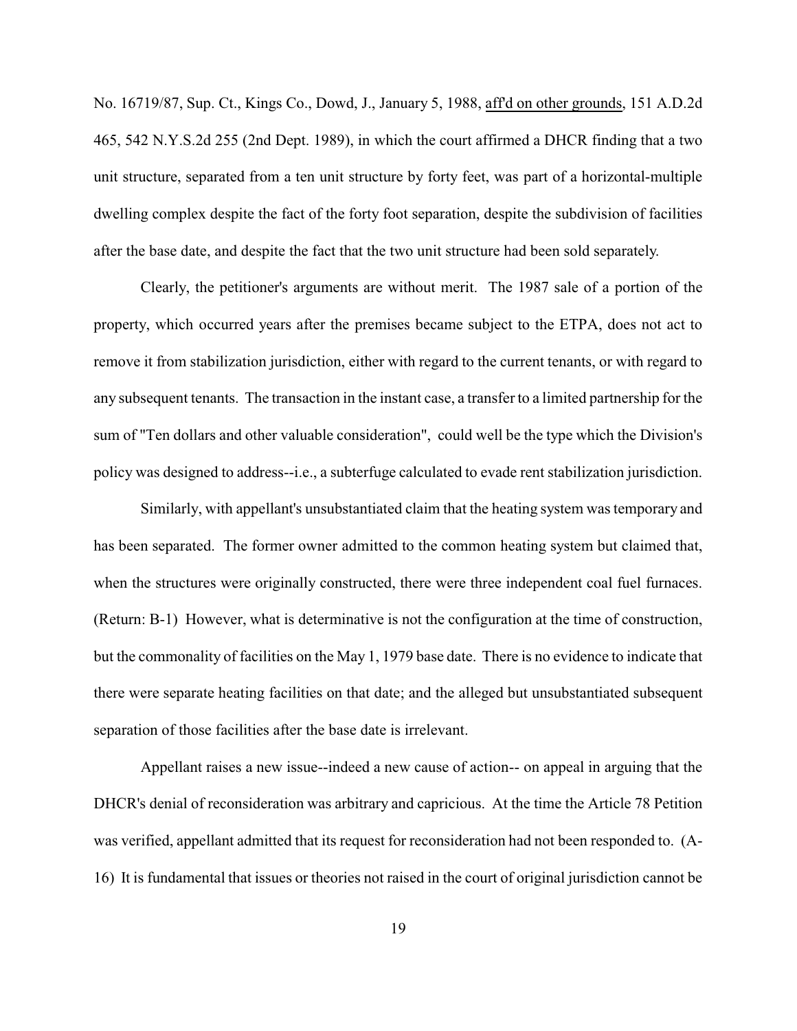No. 16719/87, Sup. Ct., Kings Co., Dowd, J., January 5, 1988, aff'd on other grounds, 151 A.D.2d 465, 542 N.Y.S.2d 255 (2nd Dept. 1989), in which the court affirmed a DHCR finding that a two unit structure, separated from a ten unit structure by forty feet, was part of a horizontal-multiple dwelling complex despite the fact of the forty foot separation, despite the subdivision of facilities after the base date, and despite the fact that the two unit structure had been sold separately.

Clearly, the petitioner's arguments are without merit. The 1987 sale of a portion of the property, which occurred years after the premises became subject to the ETPA, does not act to remove it from stabilization jurisdiction, either with regard to the current tenants, or with regard to any subsequent tenants. The transaction in the instant case, a transfer to a limited partnership for the sum of "Ten dollars and other valuable consideration", could well be the type which the Division's policy was designed to address--i.e., a subterfuge calculated to evade rent stabilization jurisdiction.

Similarly, with appellant's unsubstantiated claim that the heating system was temporary and has been separated. The former owner admitted to the common heating system but claimed that, when the structures were originally constructed, there were three independent coal fuel furnaces. (Return: B-1) However, what is determinative is not the configuration at the time of construction, but the commonality of facilities on the May 1, 1979 base date. There is no evidence to indicate that there were separate heating facilities on that date; and the alleged but unsubstantiated subsequent separation of those facilities after the base date is irrelevant.

Appellant raises a new issue--indeed a new cause of action-- on appeal in arguing that the DHCR's denial of reconsideration was arbitrary and capricious. At the time the Article 78 Petition was verified, appellant admitted that its request for reconsideration had not been responded to. (A-16) It is fundamental that issues or theories not raised in the court of original jurisdiction cannot be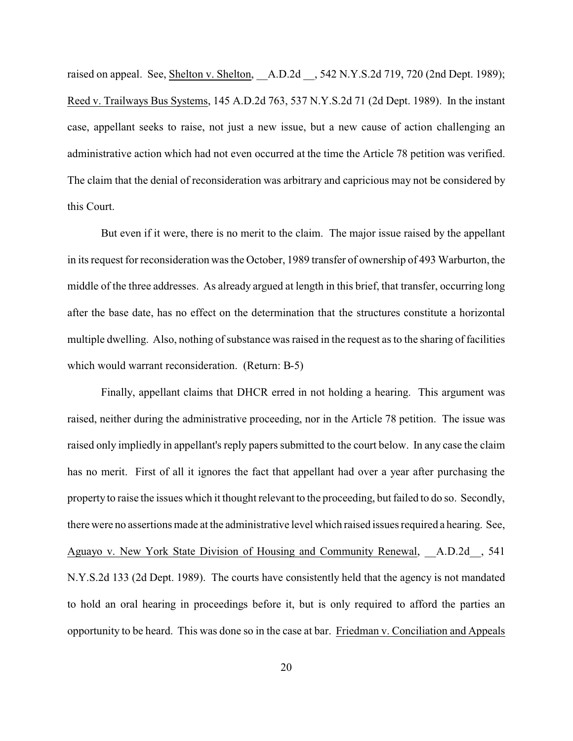raised on appeal. See, Shelton v. Shelton, __A.D.2d __, 542 N.Y.S.2d 719, 720 (2nd Dept. 1989); Reed v. Trailways Bus Systems, 145 A.D.2d 763, 537 N.Y.S.2d 71 (2d Dept. 1989). In the instant case, appellant seeks to raise, not just a new issue, but a new cause of action challenging an administrative action which had not even occurred at the time the Article 78 petition was verified. The claim that the denial of reconsideration was arbitrary and capricious may not be considered by this Court.

But even if it were, there is no merit to the claim. The major issue raised by the appellant in its request for reconsideration was the October, 1989 transfer of ownership of 493 Warburton, the middle of the three addresses. As already argued at length in this brief, that transfer, occurring long after the base date, has no effect on the determination that the structures constitute a horizontal multiple dwelling. Also, nothing of substance was raised in the request as to the sharing of facilities which would warrant reconsideration. (Return: B-5)

Finally, appellant claims that DHCR erred in not holding a hearing. This argument was raised, neither during the administrative proceeding, nor in the Article 78 petition. The issue was raised only impliedly in appellant's reply papers submitted to the court below. In any case the claim has no merit. First of all it ignores the fact that appellant had over a year after purchasing the property to raise the issues which it thought relevant to the proceeding, but failed to do so. Secondly, there were no assertions made at the administrative level which raised issues required a hearing. See, Aguayo v. New York State Division of Housing and Community Renewal, __A.D.2d__, 541 N.Y.S.2d 133 (2d Dept. 1989). The courts have consistently held that the agency is not mandated to hold an oral hearing in proceedings before it, but is only required to afford the parties an opportunity to be heard. This was done so in the case at bar. Friedman v. Conciliation and Appeals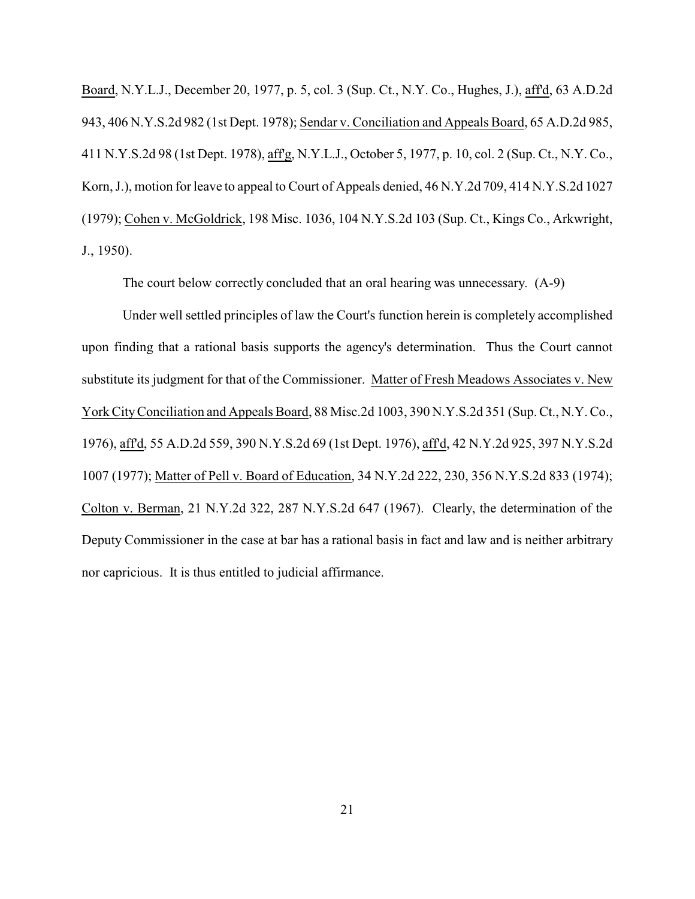Board, N.Y.L.J., December 20, 1977, p. 5, col. 3 (Sup. Ct., N.Y. Co., Hughes, J.), aff'd, 63 A.D.2d 943, 406 N.Y.S.2d 982 (1st Dept. 1978); Sendar v. Conciliation and Appeals Board, 65 A.D.2d 985, 411 N.Y.S.2d 98 (1st Dept. 1978), aff'g, N.Y.L.J., October 5, 1977, p. 10, col. 2 (Sup. Ct., N.Y. Co., Korn, J.), motion for leave to appeal to Court of Appeals denied, 46 N.Y.2d 709, 414 N.Y.S.2d 1027 (1979); Cohen v. McGoldrick, 198 Misc. 1036, 104 N.Y.S.2d 103 (Sup. Ct., Kings Co., Arkwright, J., 1950).

The court below correctly concluded that an oral hearing was unnecessary. (A-9)

Under well settled principles of law the Court's function herein is completely accomplished upon finding that a rational basis supports the agency's determination. Thus the Court cannot substitute its judgment for that of the Commissioner. Matter of Fresh Meadows Associates v. New York City Conciliation and Appeals Board, 88 Misc.2d 1003, 390 N.Y.S.2d 351 (Sup. Ct., N.Y. Co., 1976), aff'd, 55 A.D.2d 559, 390 N.Y.S.2d 69 (1st Dept. 1976), aff'd, 42 N.Y.2d 925, 397 N.Y.S.2d 1007 (1977); Matter of Pell v. Board of Education, 34 N.Y.2d 222, 230, 356 N.Y.S.2d 833 (1974); Colton v. Berman, 21 N.Y.2d 322, 287 N.Y.S.2d 647 (1967). Clearly, the determination of the Deputy Commissioner in the case at bar has a rational basis in fact and law and is neither arbitrary nor capricious. It is thus entitled to judicial affirmance.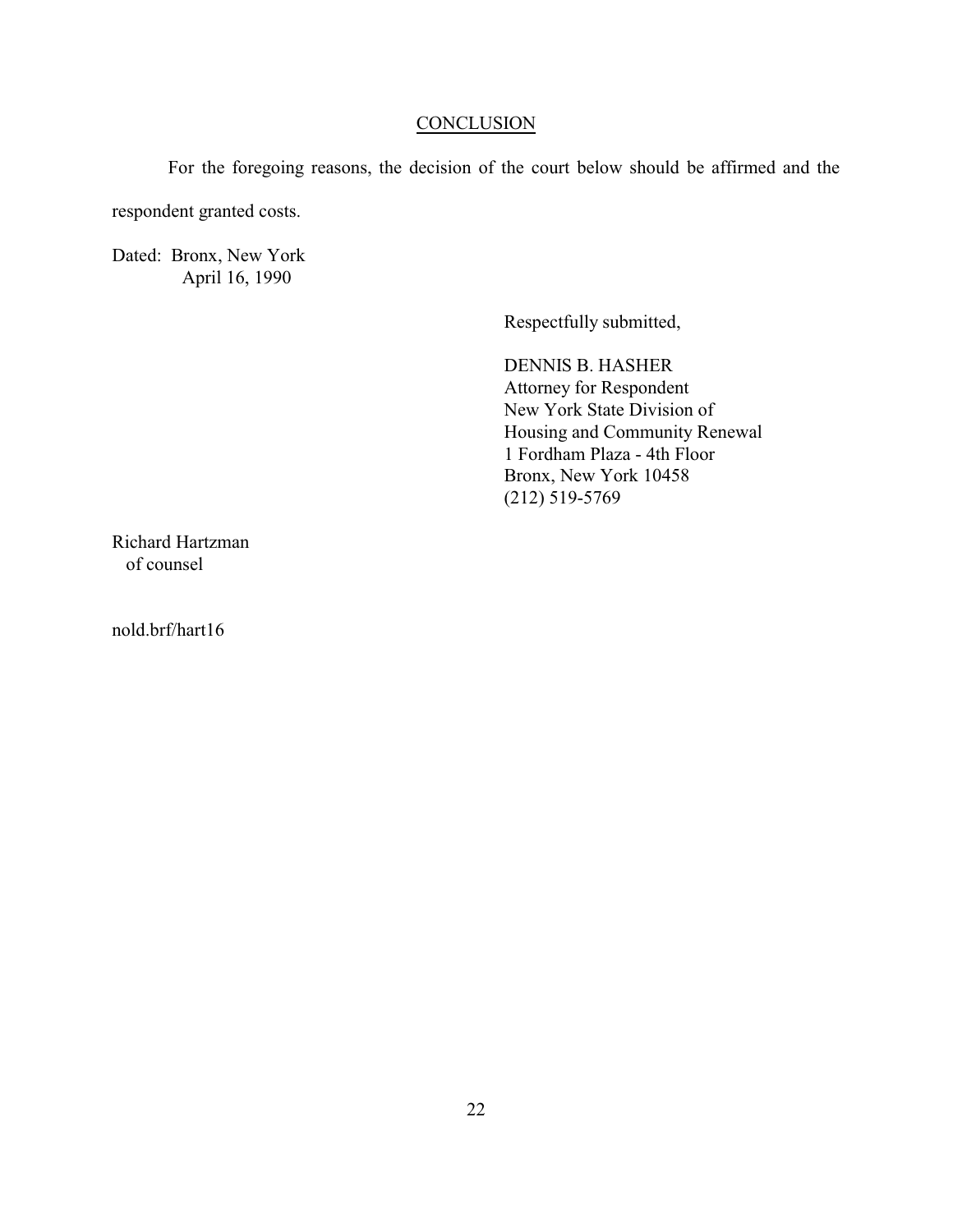## CONCLUSION

For the foregoing reasons, the decision of the court below should be affirmed and the respondent granted costs.

Dated: Bronx, New York
April 16, 1990

Respectfully submitted,

DENNIS B. HASHER
Attorney for Respondent
New York State Division of
Housing and Community Renewal
1 Fordham Plaza - 4th Floor
Bronx, New York 10458
(212) 519-5769

Richard Hartzman
of counsel

nold.brf/hart16